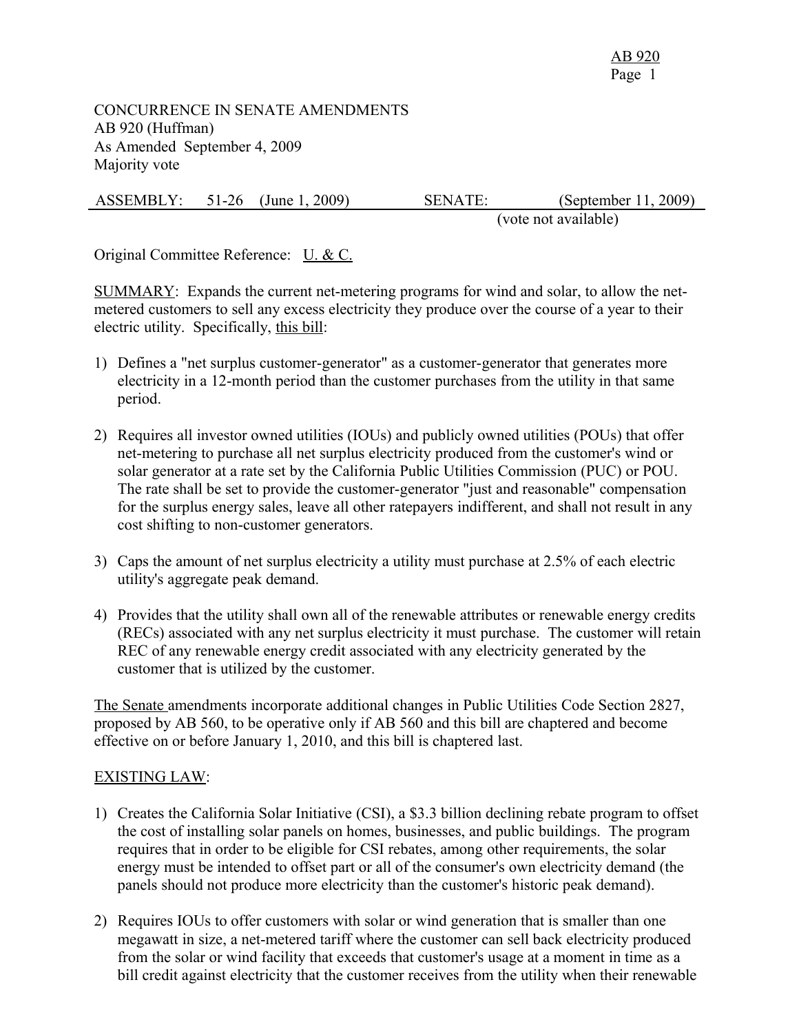CONCURRENCE IN SENATE AMENDMENTS
AB 920 (Huffman)
As Amended September 4, 2009
Majority vote

| ASSEMBLY: | 51-26 | (June 1, 2009) | SENATE: | (September 11, 2009) |
|---|---|---|---|---|
| | | | | (vote not available) |

Original Committee Reference: U. & C.

SUMMARY: Expands the current net-metering programs for wind and solar, to allow the net-metered customers to sell any excess electricity they produce over the course of a year to their electric utility. Specifically, this bill:

1) Defines a "net surplus customer-generator" as a customer-generator that generates more electricity in a 12-month period than the customer purchases from the utility in that same period.

2) Requires all investor owned utilities (IOUs) and publicly owned utilities (POUs) that offer net-metering to purchase all net surplus electricity produced from the customer's wind or solar generator at a rate set by the California Public Utilities Commission (PUC) or POU. The rate shall be set to provide the customer-generator "just and reasonable" compensation for the surplus energy sales, leave all other ratepayers indifferent, and shall not result in any cost shifting to non-customer generators.

3) Caps the amount of net surplus electricity a utility must purchase at 2.5% of each electric utility's aggregate peak demand.

4) Provides that the utility shall own all of the renewable attributes or renewable energy credits (RECs) associated with any net surplus electricity it must purchase. The customer will retain REC of any renewable energy credit associated with any electricity generated by the customer that is utilized by the customer.

The Senate amendments incorporate additional changes in Public Utilities Code Section 2827, proposed by AB 560, to be operative only if AB 560 and this bill are chaptered and become effective on or before January 1, 2010, and this bill is chaptered last.

EXISTING LAW:

1) Creates the California Solar Initiative (CSI), a $3.3 billion declining rebate program to offset the cost of installing solar panels on homes, businesses, and public buildings. The program requires that in order to be eligible for CSI rebates, among other requirements, the solar energy must be intended to offset part or all of the consumer's own electricity demand (the panels should not produce more electricity than the customer's historic peak demand).

2) Requires IOUs to offer customers with solar or wind generation that is smaller than one megawatt in size, a net-metered tariff where the customer can sell back electricity produced from the solar or wind facility that exceeds that customer's usage at a moment in time as a bill credit against electricity that the customer receives from the utility when their renewable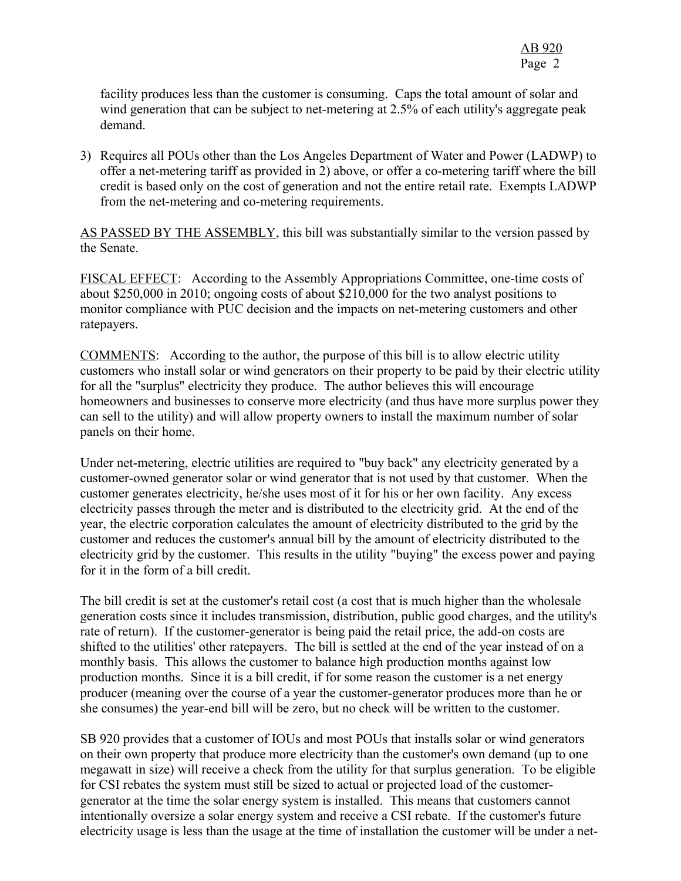facility produces less than the customer is consuming. Caps the total amount of solar and wind generation that can be subject to net-metering at 2.5% of each utility's aggregate peak demand.

3) Requires all POUs other than the Los Angeles Department of Water and Power (LADWP) to offer a net-metering tariff as provided in 2) above, or offer a co-metering tariff where the bill credit is based only on the cost of generation and not the entire retail rate. Exempts LADWP from the net-metering and co-metering requirements.

AS PASSED BY THE ASSEMBLY, this bill was substantially similar to the version passed by the Senate.

FISCAL EFFECT: According to the Assembly Appropriations Committee, one-time costs of about $250,000 in 2010; ongoing costs of about $210,000 for the two analyst positions to monitor compliance with PUC decision and the impacts on net-metering customers and other ratepayers.

COMMENTS: According to the author, the purpose of this bill is to allow electric utility customers who install solar or wind generators on their property to be paid by their electric utility for all the "surplus" electricity they produce. The author believes this will encourage homeowners and businesses to conserve more electricity (and thus have more surplus power they can sell to the utility) and will allow property owners to install the maximum number of solar panels on their home.

Under net-metering, electric utilities are required to "buy back" any electricity generated by a customer-owned generator solar or wind generator that is not used by that customer. When the customer generates electricity, he/she uses most of it for his or her own facility. Any excess electricity passes through the meter and is distributed to the electricity grid. At the end of the year, the electric corporation calculates the amount of electricity distributed to the grid by the customer and reduces the customer's annual bill by the amount of electricity distributed to the electricity grid by the customer. This results in the utility "buying" the excess power and paying for it in the form of a bill credit.

The bill credit is set at the customer's retail cost (a cost that is much higher than the wholesale generation costs since it includes transmission, distribution, public good charges, and the utility's rate of return). If the customer-generator is being paid the retail price, the add-on costs are shifted to the utilities' other ratepayers. The bill is settled at the end of the year instead of on a monthly basis. This allows the customer to balance high production months against low production months. Since it is a bill credit, if for some reason the customer is a net energy producer (meaning over the course of a year the customer-generator produces more than he or she consumes) the year-end bill will be zero, but no check will be written to the customer.

SB 920 provides that a customer of IOUs and most POUs that installs solar or wind generators on their own property that produce more electricity than the customer's own demand (up to one megawatt in size) will receive a check from the utility for that surplus generation. To be eligible for CSI rebates the system must still be sized to actual or projected load of the customer-generator at the time the solar energy system is installed. This means that customers cannot intentionally oversize a solar energy system and receive a CSI rebate. If the customer's future electricity usage is less than the usage at the time of installation the customer will be under a net-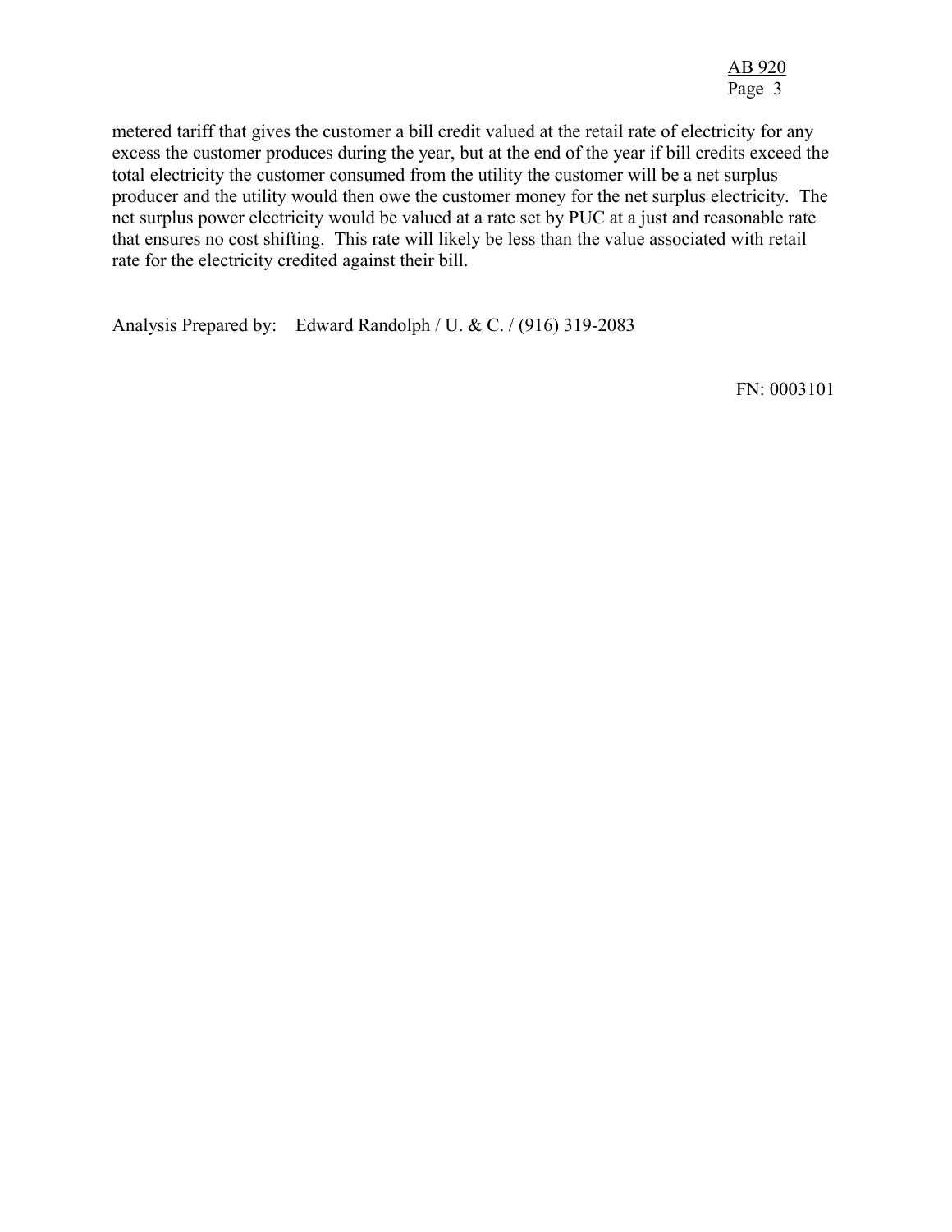metered tariff that gives the customer a bill credit valued at the retail rate of electricity for any excess the customer produces during the year, but at the end of the year if bill credits exceed the total electricity the customer consumed from the utility the customer will be a net surplus producer and the utility would then owe the customer money for the net surplus electricity. The net surplus power electricity would be valued at a rate set by PUC at a just and reasonable rate that ensures no cost shifting. This rate will likely be less than the value associated with retail rate for the electricity credited against their bill.

Analysis Prepared by: Edward Randolph / U. & C. / (916) 319-2083

FN: 0003101